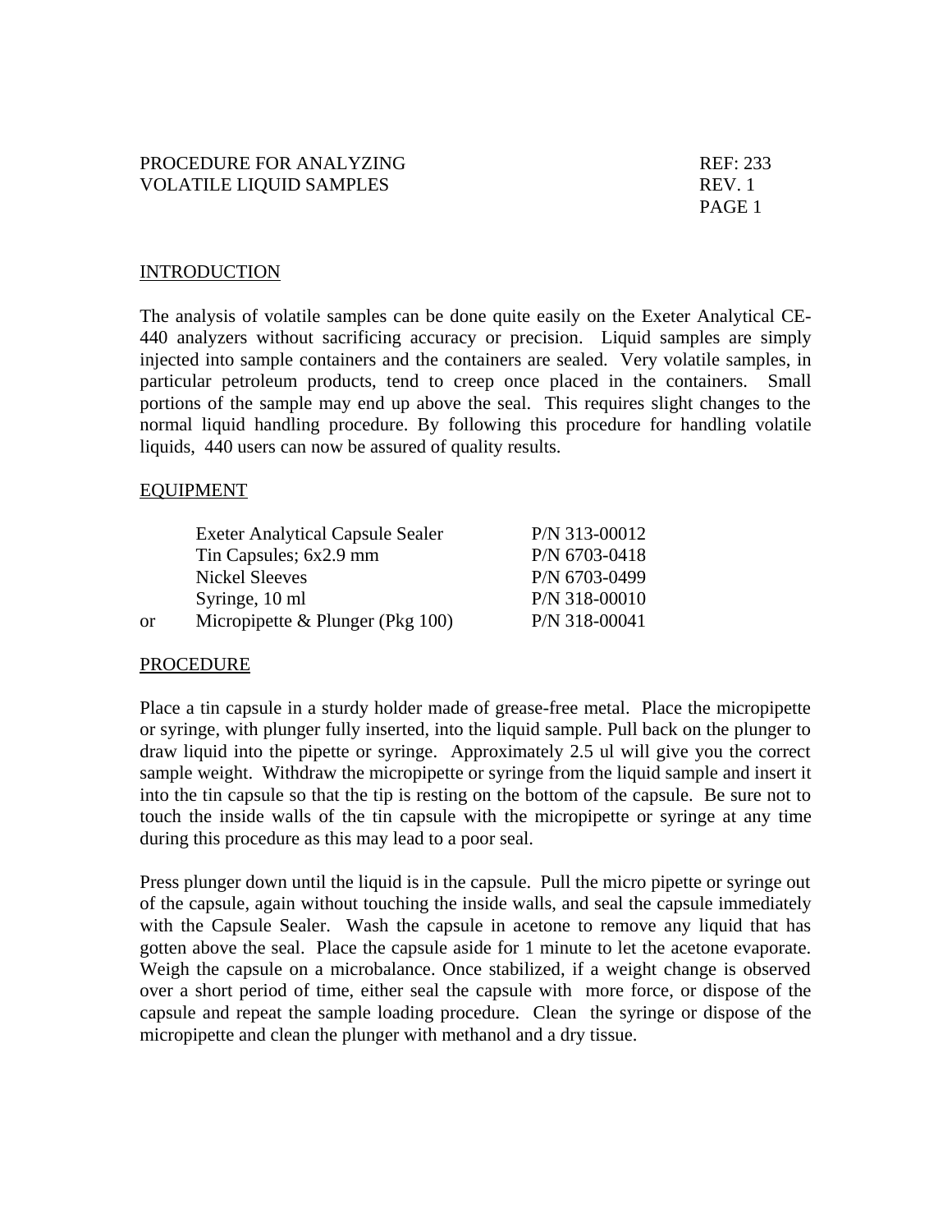PROCEDURE FOR ANALYZING VOLATILE LIQUID SAMPLES

REF: 233
REV. 1

## INTRODUCTION

The analysis of volatile samples can be done quite easily on the Exeter Analytical CE-440 analyzers without sacrificing accuracy or precision. Liquid samples are simply injected into sample containers and the containers are sealed. Very volatile samples, in particular petroleum products, tend to creep once placed in the containers. Small portions of the sample may end up above the seal. This requires slight changes to the normal liquid handling procedure. By following this procedure for handling volatile liquids, 440 users can now be assured of quality results.

## EQUIPMENT

| | Item | Part Number |
|---|---|---|
| | Exeter Analytical Capsule Sealer | P/N 313-00012 |
| | Tin Capsules; 6x2.9 mm | P/N 6703-0418 |
| | Nickel Sleeves | P/N 6703-0499 |
| | Syringe, 10 ml | P/N 318-00010 |
| or | Micropipette & Plunger (Pkg 100) | P/N 318-00041 |

## PROCEDURE

Place a tin capsule in a sturdy holder made of grease-free metal. Place the micropipette or syringe, with plunger fully inserted, into the liquid sample. Pull back on the plunger to draw liquid into the pipette or syringe. Approximately 2.5 ul will give you the correct sample weight. Withdraw the micropipette or syringe from the liquid sample and insert it into the tin capsule so that the tip is resting on the bottom of the capsule. Be sure not to touch the inside walls of the tin capsule with the micropipette or syringe at any time during this procedure as this may lead to a poor seal.

Press plunger down until the liquid is in the capsule. Pull the micro pipette or syringe out of the capsule, again without touching the inside walls, and seal the capsule immediately with the Capsule Sealer. Wash the capsule in acetone to remove any liquid that has gotten above the seal. Place the capsule aside for 1 minute to let the acetone evaporate. Weigh the capsule on a microbalance. Once stabilized, if a weight change is observed over a short period of time, either seal the capsule with more force, or dispose of the capsule and repeat the sample loading procedure. Clean the syringe or dispose of the micropipette and clean the plunger with methanol and a dry tissue.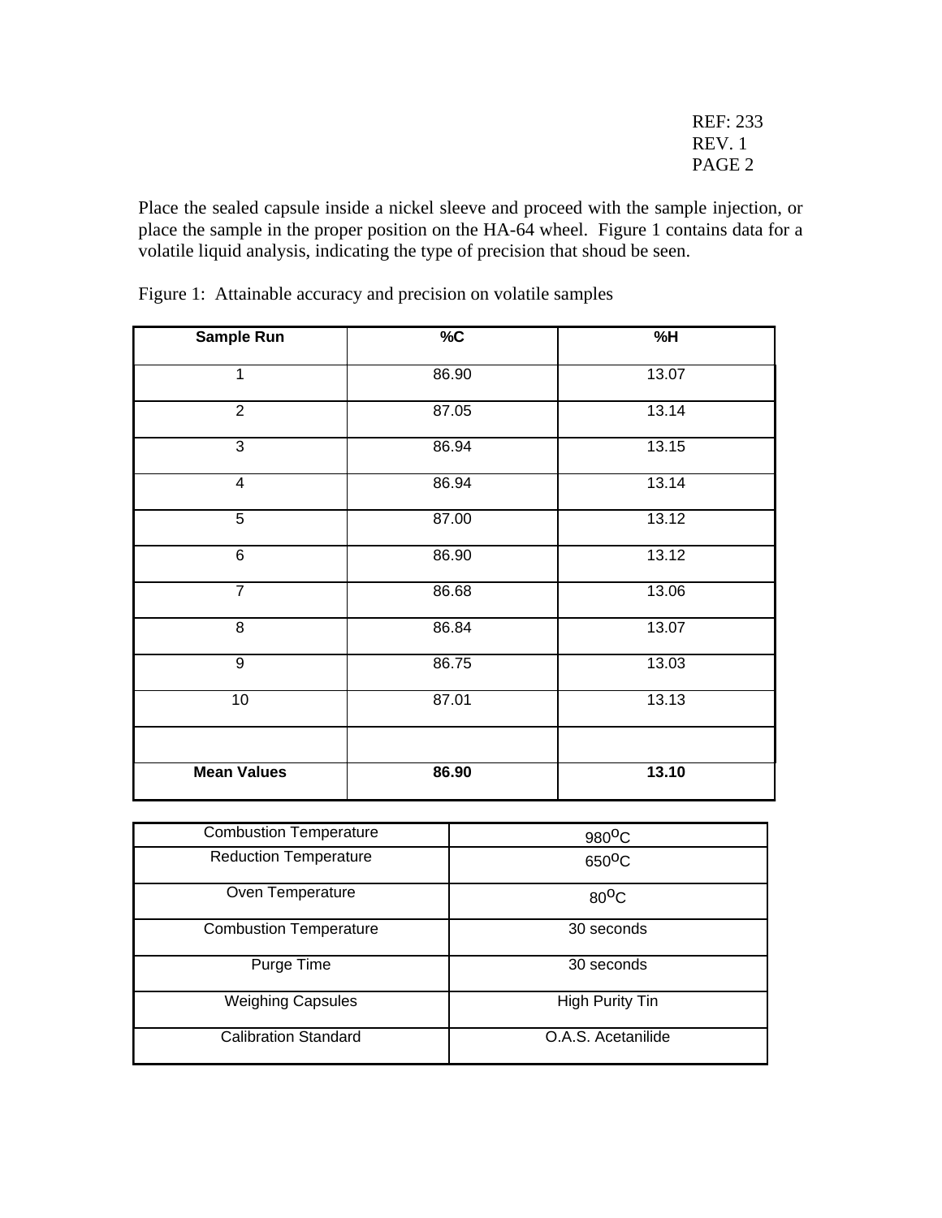Place the sealed capsule inside a nickel sleeve and proceed with the sample injection, or place the sample in the proper position on the HA-64 wheel. Figure 1 contains data for a volatile liquid analysis, indicating the type of precision that shoud be seen.

Figure 1: Attainable accuracy and precision on volatile samples

| Sample Run | %C | %H |
|---|---|---|
| 1 | 86.90 | 13.07 |
| 2 | 87.05 | 13.14 |
| 3 | 86.94 | 13.15 |
| 4 | 86.94 | 13.14 |
| 5 | 87.00 | 13.12 |
| 6 | 86.90 | 13.12 |
| 7 | 86.68 | 13.06 |
| 8 | 86.84 | 13.07 |
| 9 | 86.75 | 13.03 |
| 10 | 87.01 | 13.13 |
| | | |
| **Mean Values** | **86.90** | **13.10** |

| | |
|---|---|
| Combustion Temperature | $980^{o}C$ |
| Reduction Temperature | $650^{o}C$ |
| Oven Temperature | $80^{o}C$ |
| Combustion Temperature | 30 seconds |
| Purge Time | 30 seconds |
| Weighing Capsules | High Purity Tin |
| Calibration Standard | O.A.S. Acetanilide |